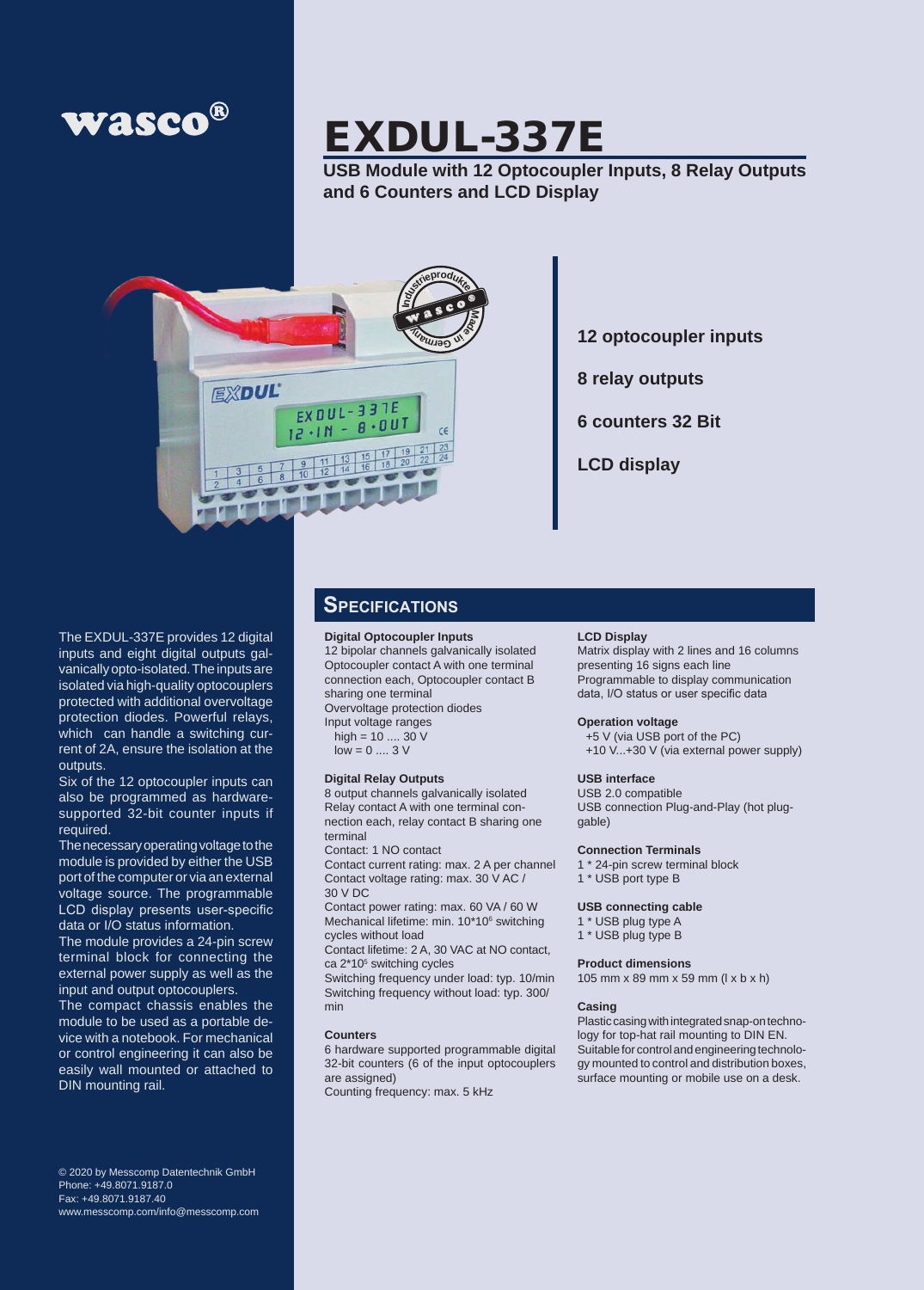wasco®

# EXDUL-337E

**USB Module with 12 Optocoupler Inputs, 8 Relay Outputs and 6 Counters and LCD Display**

**12 optocoupler inputs**

**8 relay outputs**

**6 counters 32 Bit**

**LCD display**

The EXDUL-337E provides 12 digital inputs and eight digital outputs galvanically opto-isolated. The inputs are isolated via high-quality optocouplers protected with additional overvoltage protection diodes. Powerful relays, which can handle a switching current of 2A, ensure the isolation at the outputs.
Six of the 12 optocoupler inputs can also be programmed as hardware-supported 32-bit counter inputs if required.
The necessary operating voltage to the module is provided by either the USB port of the computer or via an external voltage source. The programmable LCD display presents user-specific data or I/O status information.
The module provides a 24-pin screw terminal block for connecting the external power supply as well as the input and output optocouplers.
The compact chassis enables the module to be used as a portable device with a notebook. For mechanical or control engineering it can also be easily wall mounted or attached to DIN mounting rail.

## Specifications

**Digital Optocoupler Inputs**
12 bipolar channels galvanically isolated
Optocoupler contact A with one terminal connection each, Optocoupler contact B sharing one terminal
Overvoltage protection diodes
Input voltage ranges
high = 10 .... 30 V
low = 0 .... 3 V

**Digital Relay Outputs**
8 output channels galvanically isolated
Relay contact A with one terminal connection each, relay contact B sharing one terminal
Contact: 1 NO contact
Contact current rating: max. 2 A per channel
Contact voltage rating: max. 30 V AC / 30 V DC
Contact power rating: max. 60 VA / 60 W
Mechanical lifetime: min. $10*10^6$ switching cycles without load
Contact lifetime: 2 A, 30 VAC at NO contact, ca $2*10^5$ switching cycles
Switching frequency under load: typ. 10/min
Switching frequency without load: typ. 300/min

**Counters**
6 hardware supported programmable digital 32-bit counters (6 of the input optocouplers are assigned)
Counting frequency: max. 5 kHz

**LCD Display**
Matrix display with 2 lines and 16 columns presenting 16 signs each line
Programmable to display communication data, I/O status or user specific data

**Operation voltage**
+5 V (via USB port of the PC)
+10 V...+30 V (via external power supply)

**USB interface**
USB 2.0 compatible
USB connection Plug-and-Play (hot pluggable)

**Connection Terminals**
1 * 24-pin screw terminal block
1 * USB port type B

**USB connecting cable**
1 * USB plug type A
1 * USB plug type B

**Product dimensions**
105 mm x 89 mm x 59 mm (l x b x h)

**Casing**
Plastic casing with integrated snap-on technology for top-hat rail mounting to DIN EN.
Suitable for control and engineering technology mounted to control and distribution boxes, surface mounting or mobile use on a desk.

© 2020 by Messcomp Datentechnik GmbH
Phone: +49.8071.9187.0
Fax: +49.8071.9187.40
www.messcomp.com/info@messcomp.com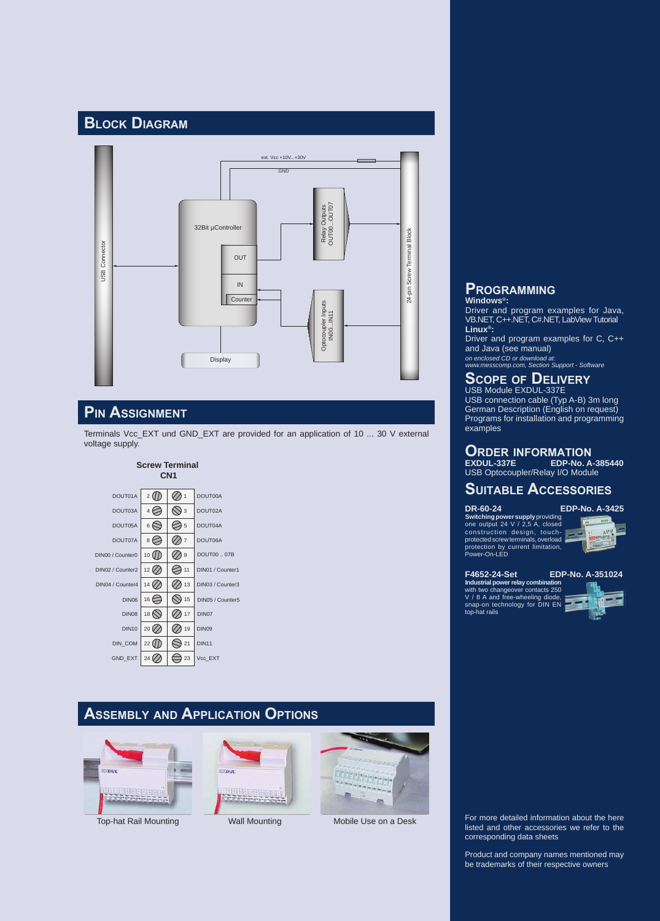## Block Diagram

ext. Vcc +10V...+30V

GND

USB Connector

32Bit µController

OUT

IN

Counter

Display

Relay Outputs OUT00...OUT07

Optocoupler Inputs IN00...IN11

24-pin Screw Terminal Block

## Pin Assignment

Terminals Vcc_EXT und GND_EXT are provided for an application of 10 ... 30 V external voltage supply.

**Screw Terminal CN1**

| | | | |
|---|---|---|---|
| DOUT01A | 2 | 1 | DOUT00A |
| DOUT03A | 4 | 3 | DOUT02A |
| DOUT05A | 6 | 5 | DOUT04A |
| DOUT07A | 8 | 7 | DOUT06A |
| DIN00 / Counter0 | 10 | 9 | DOUT00 .. 07B |
| DIN02 / Counter2 | 12 | 11 | DIN01 / Counter1 |
| DIN04 / Counter4 | 14 | 13 | DIN03 / Counter3 |
| DIN06 | 16 | 15 | DIN05 / Counter5 |
| DIN08 | 18 | 17 | DIN07 |
| DIN10 | 20 | 19 | DIN09 |
| DIN_COM | 22 | 21 | DIN11 |
| GND_EXT | 24 | 23 | Vcc_EXT |

## Assembly and Application Options

Top-hat Rail Mounting

Wall Mounting

Mobile Use on a Desk

## Programming

**Windows®:**
Driver and program examples for Java, VB.NET, C++.NET, C#.NET, LabView Tutorial

**Linux®:**
Driver and program examples for C, C++ and Java (see manual)

*on enclosed CD or download at:*
*www.messcomp.com, Section Support - Software*

## Scope of Delivery

USB Module EXDUL-337E
USB connection cable (Typ A-B) 3m long
German Description (English on request)
Programs for installation and programming examples

## Order Information

**EXDUL-337E** **EDP-No. A-385440**
USB Optocoupler/Relay I/O Module

## Suitable Accessories

**DR-60-24** **EDP-No. A-3425**
**Switching power supply** providing one output 24 V / 2,5 A, closed construction design, touch-protected screw terminals, overload protection by current limitation, Power-On-LED

**F4652-24-Set** **EDP-No. A-351024**
**Industrial power relay combination** with two changeover contacts 250 V / 8 A and free-wheeling diode, snap-on technology for DIN EN top-hat rails

For more detailed information about the here listed and other accessories we refer to the corresponding data sheets

Product and company names mentioned may be trademarks of their respective owners